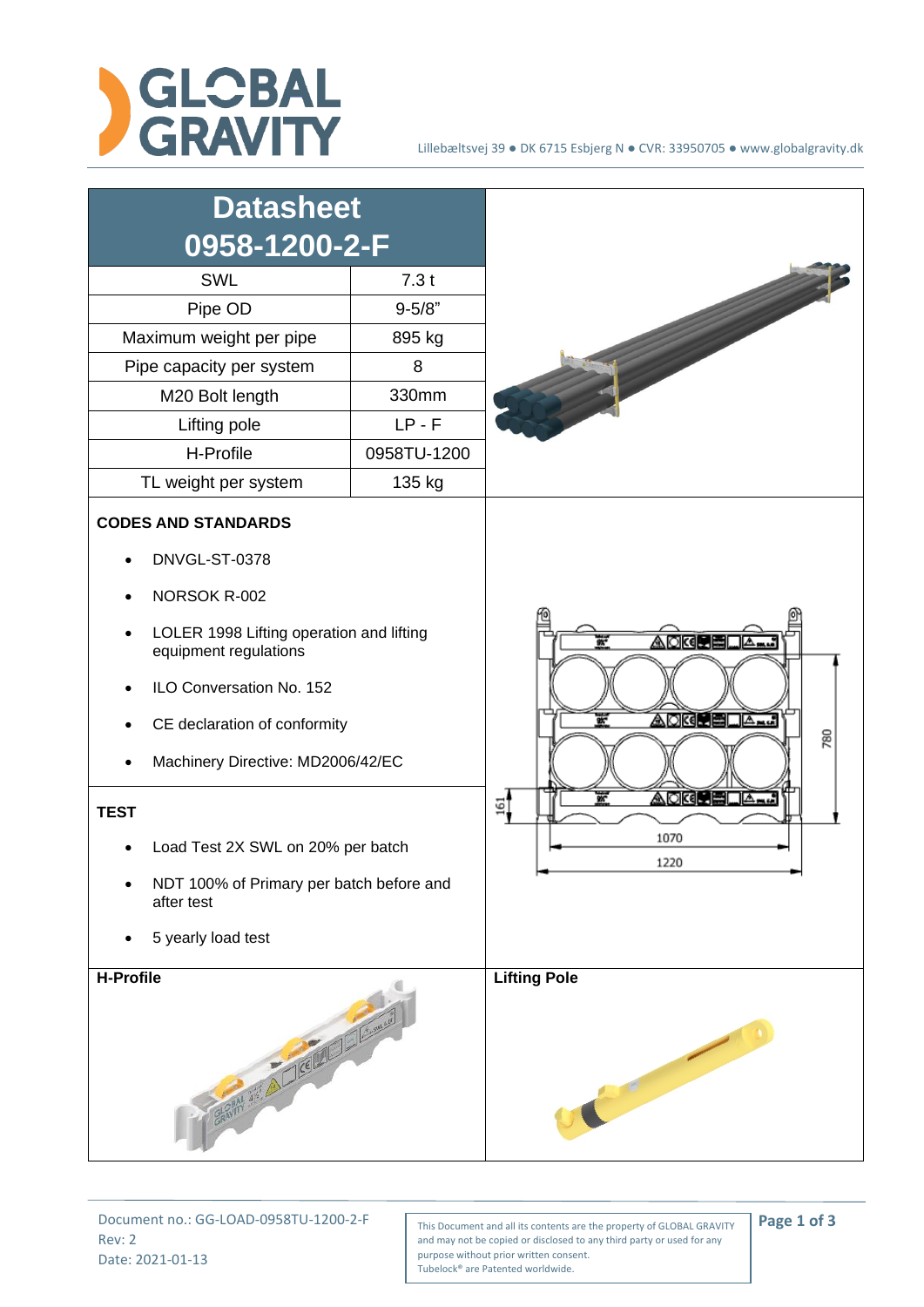Lillebæltsvej 39 ● DK 6715 Esbjerg N ● CVR: 33950705 ● www.globalgravity.dk

# Datasheet 0958-1200-2-F

| | |
|---|---|
| SWL | 7.3 t |
| Pipe OD | 9-5/8" |
| Maximum weight per pipe | 895 kg |
| Pipe capacity per system | 8 |
| M20 Bolt length | 330mm |
| Lifting pole | LP - F |
| H-Profile | 0958TU-1200 |
| TL weight per system | 135 kg |

**CODES AND STANDARDS**

- DNVGL-ST-0378
- NORSOK R-002
- LOLER 1998 Lifting operation and lifting equipment regulations
- ILO Conversation No. 152
- CE declaration of conformity
- Machinery Directive: MD2006/42/EC

**TEST**

- Load Test 2X SWL on 20% per batch
- NDT 100% of Primary per batch before and after test
- 5 yearly load test

780

161

1070

1220

**H-Profile**

**Lifting Pole**

Document no.: GG-LOAD-0958TU-1200-2-F
Rev: 2
Date: 2021-01-13

This Document and all its contents are the property of GLOBAL GRAVITY and may not be copied or disclosed to any third party or used for any purpose without prior written consent.
Tubelock® are Patented worldwide.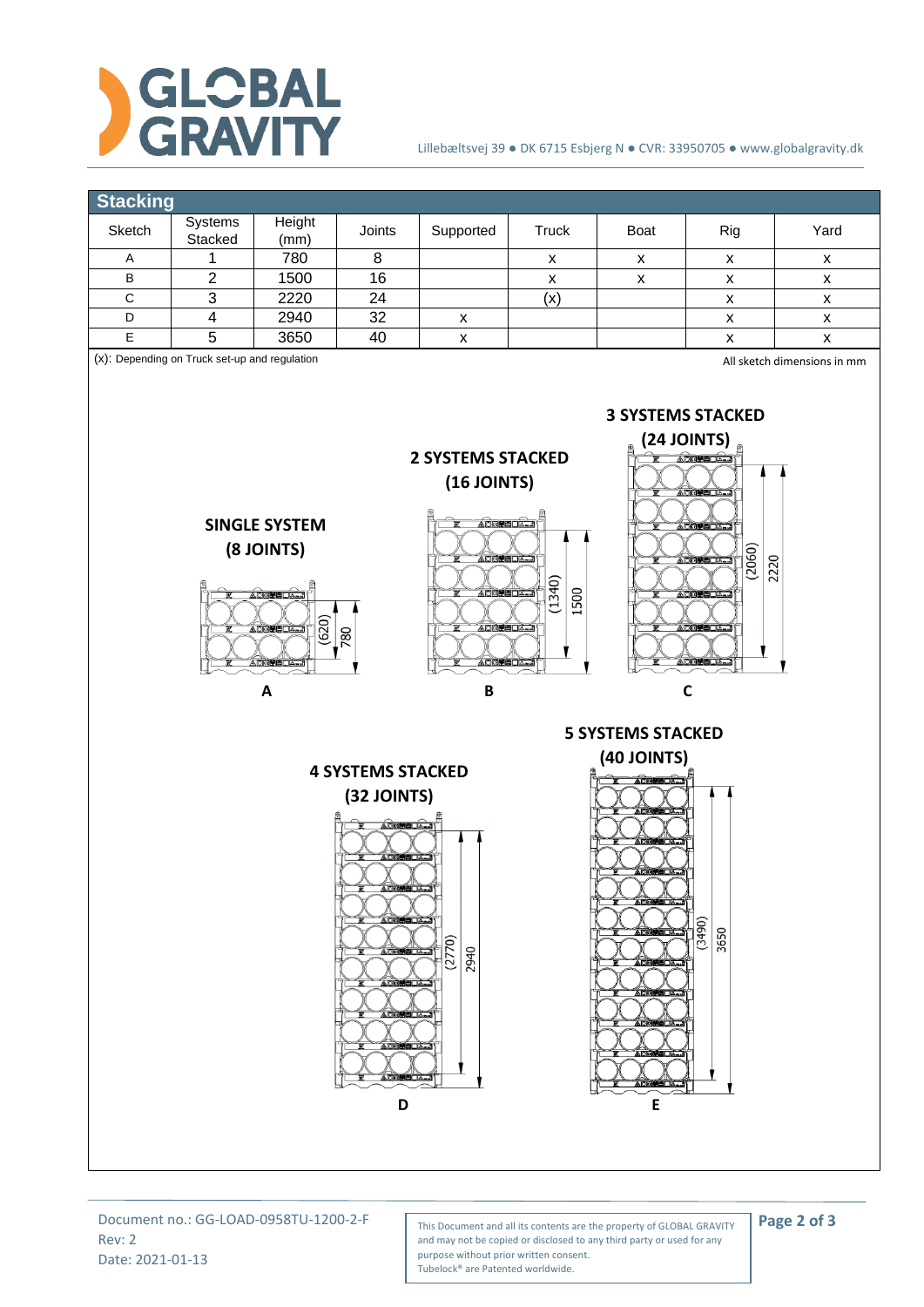## Stacking

| Sketch | Systems Stacked | Height (mm) | Joints | Supported | Truck | Boat | Rig | Yard |
|---|---|---|---|---|---|---|---|---|
| A | 1 | 780 | 8 | | x | x | x | x |
| B | 2 | 1500 | 16 | | x | x | x | x |
| C | 3 | 2220 | 24 | | (x) | | x | x |
| D | 4 | 2940 | 32 | x | | | x | x |
| E | 5 | 3650 | 40 | x | | | x | x |

(x): Depending on Truck set-up and regulation

All sketch dimensions in mm

**SINGLE SYSTEM (8 JOINTS)**

(620) 780

A

**2 SYSTEMS STACKED (16 JOINTS)**

(1340) 1500

B

**3 SYSTEMS STACKED (24 JOINTS)**

(2060) 2220

C

**4 SYSTEMS STACKED (32 JOINTS)**

(2770) 2940

D

**5 SYSTEMS STACKED (40 JOINTS)**

(3490) 3650

E

Document no.: GG-LOAD-0958TU-1200-2-F
Rev: 2
Date: 2021-01-13

This Document and all its contents are the property of GLOBAL GRAVITY and may not be copied or disclosed to any third party or used for any purpose without prior written consent.
Tubelock® are Patented worldwide.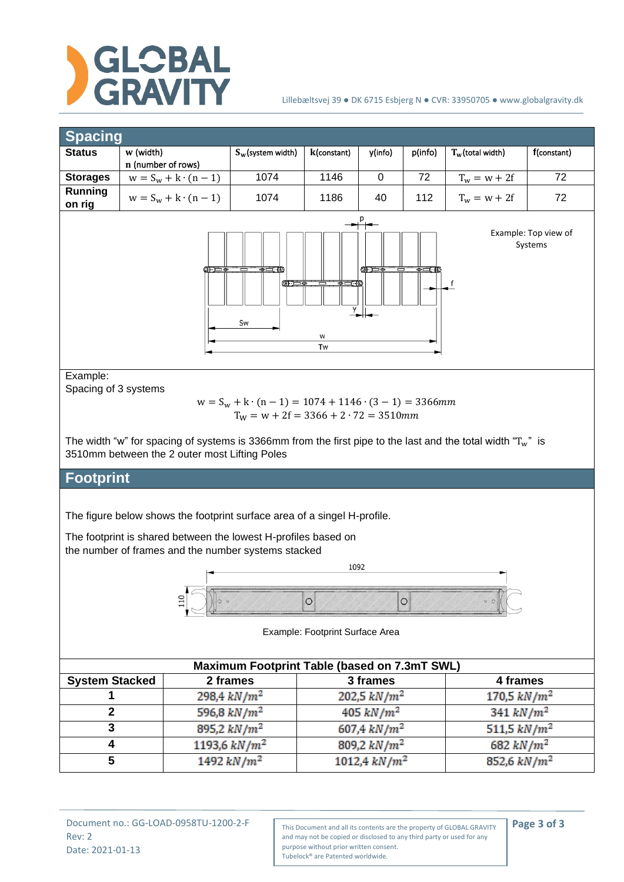## Spacing

| Status | $w$ (width) $n$ (number of rows) | $S_w$ (system width) | $k$ (constant) | y (info) | p (info) | $T_w$ (total width) | f (constant) |
|---|---|---|---|---|---|---|---|
| Storages | $w = S_w + k \cdot (n-1)$ | 1074 | 1146 | 0 | 72 | $T_w = w + 2f$ | 72 |
| Running on rig | $w = S_w + k \cdot (n-1)$ | 1074 | 1186 | 40 | 112 | $T_w = w + 2f$ | 72 |

p

f

y

Sw

w

Tw

Example: Top view of Systems

Example:
Spacing of 3 systems

$$w = S_w + k \cdot (n-1) = 1074 + 1146 \cdot (3-1) = 3366mm$$
$$T_W = w + 2f = 3366 + 2 \cdot 72 = 3510mm$$

The width "w" for spacing of systems is 3366mm from the first pipe to the last and the total width "$T_w$" is 3510mm between the 2 outer most Lifting Poles

## Footprint

The figure below shows the footprint surface area of a singel H-profile.

The footprint is shared between the lowest H-profiles based on the number of frames and the number systems stacked

1092

110

Example: Footprint Surface Area

| Maximum Footprint Table (based on 7.3mT SWL) | | | |
|---|---|---|---|
| System Stacked | 2 frames | 3 frames | 4 frames |
| 1 | 298,4 $kN/m^2$ | 202,5 $kN/m^2$ | 170,5 $kN/m^2$ |
| 2 | 596,8 $kN/m^2$ | 405 $kN/m^2$ | 341 $kN/m^2$ |
| 3 | 895,2 $kN/m^2$ | 607,4 $kN/m^2$ | 511,5 $kN/m^2$ |
| 4 | 1193,6 $kN/m^2$ | 809,2 $kN/m^2$ | 682 $kN/m^2$ |
| 5 | 1492 $kN/m^2$ | 1012,4 $kN/m^2$ | 852,6 $kN/m^2$ |

Document no.: GG-LOAD-0958TU-1200-2-F
Rev: 2
Date: 2021-01-13

This Document and all its contents are the property of GLOBAL GRAVITY and may not be copied or disclosed to any third party or used for any purpose without prior written consent.
Tubelock® are Patented worldwide.